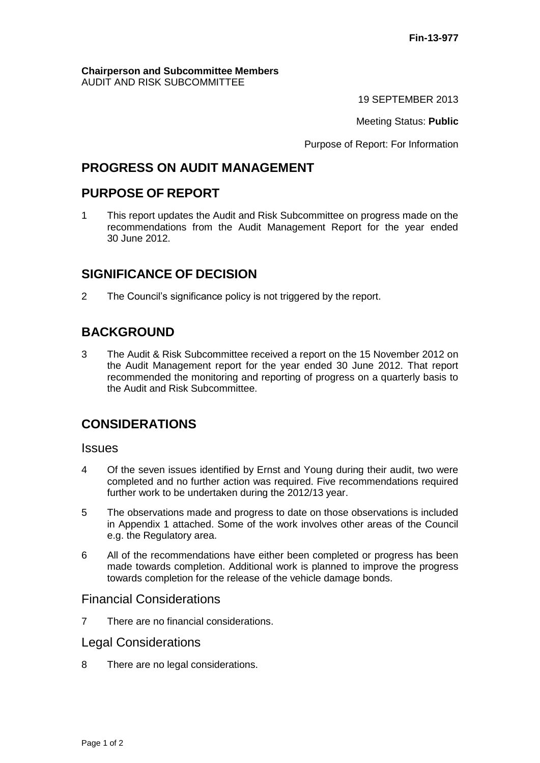**Fin-13-977**

**Chairperson and Subcommittee Members**
AUDIT AND RISK SUBCOMMITTEE

19 SEPTEMBER 2013

Meeting Status: **Public**

Purpose of Report: For Information

## PROGRESS ON AUDIT MANAGEMENT

## PURPOSE OF REPORT

1 This report updates the Audit and Risk Subcommittee on progress made on the recommendations from the Audit Management Report for the year ended 30 June 2012.

## SIGNIFICANCE OF DECISION

2 The Council's significance policy is not triggered by the report.

## BACKGROUND

3 The Audit & Risk Subcommittee received a report on the 15 November 2012 on the Audit Management report for the year ended 30 June 2012. That report recommended the monitoring and reporting of progress on a quarterly basis to the Audit and Risk Subcommittee.

## CONSIDERATIONS

### Issues

4 Of the seven issues identified by Ernst and Young during their audit, two were completed and no further action was required. Five recommendations required further work to be undertaken during the 2012/13 year.

5 The observations made and progress to date on those observations is included in Appendix 1 attached. Some of the work involves other areas of the Council e.g. the Regulatory area.

6 All of the recommendations have either been completed or progress has been made towards completion. Additional work is planned to improve the progress towards completion for the release of the vehicle damage bonds.

### Financial Considerations

7 There are no financial considerations.

### Legal Considerations

8 There are no legal considerations.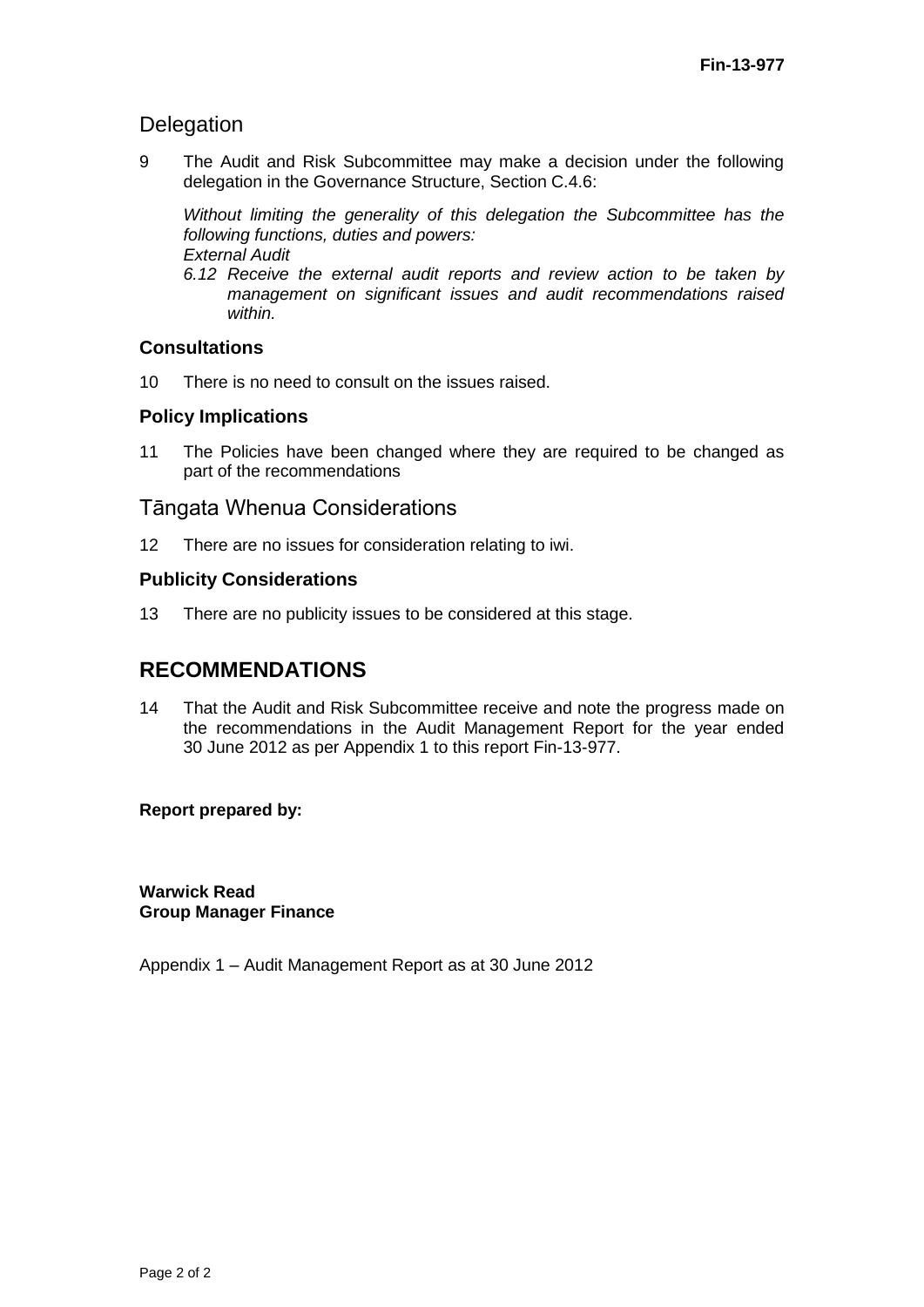## Delegation

9 The Audit and Risk Subcommittee may make a decision under the following delegation in the Governance Structure, Section C.4.6:

*Without limiting the generality of this delegation the Subcommittee has the following functions, duties and powers:*
*External Audit*
*6.12 Receive the external audit reports and review action to be taken by management on significant issues and audit recommendations raised within.*

### Consultations

10 There is no need to consult on the issues raised.

### Policy Implications

11 The Policies have been changed where they are required to be changed as part of the recommendations

## Tāngata Whenua Considerations

12 There are no issues for consideration relating to iwi.

### Publicity Considerations

13 There are no publicity issues to be considered at this stage.

# RECOMMENDATIONS

14 That the Audit and Risk Subcommittee receive and note the progress made on the recommendations in the Audit Management Report for the year ended 30 June 2012 as per Appendix 1 to this report Fin-13-977.

**Report prepared by:**

**Warwick Read**
**Group Manager Finance**

Appendix 1 – Audit Management Report as at 30 June 2012